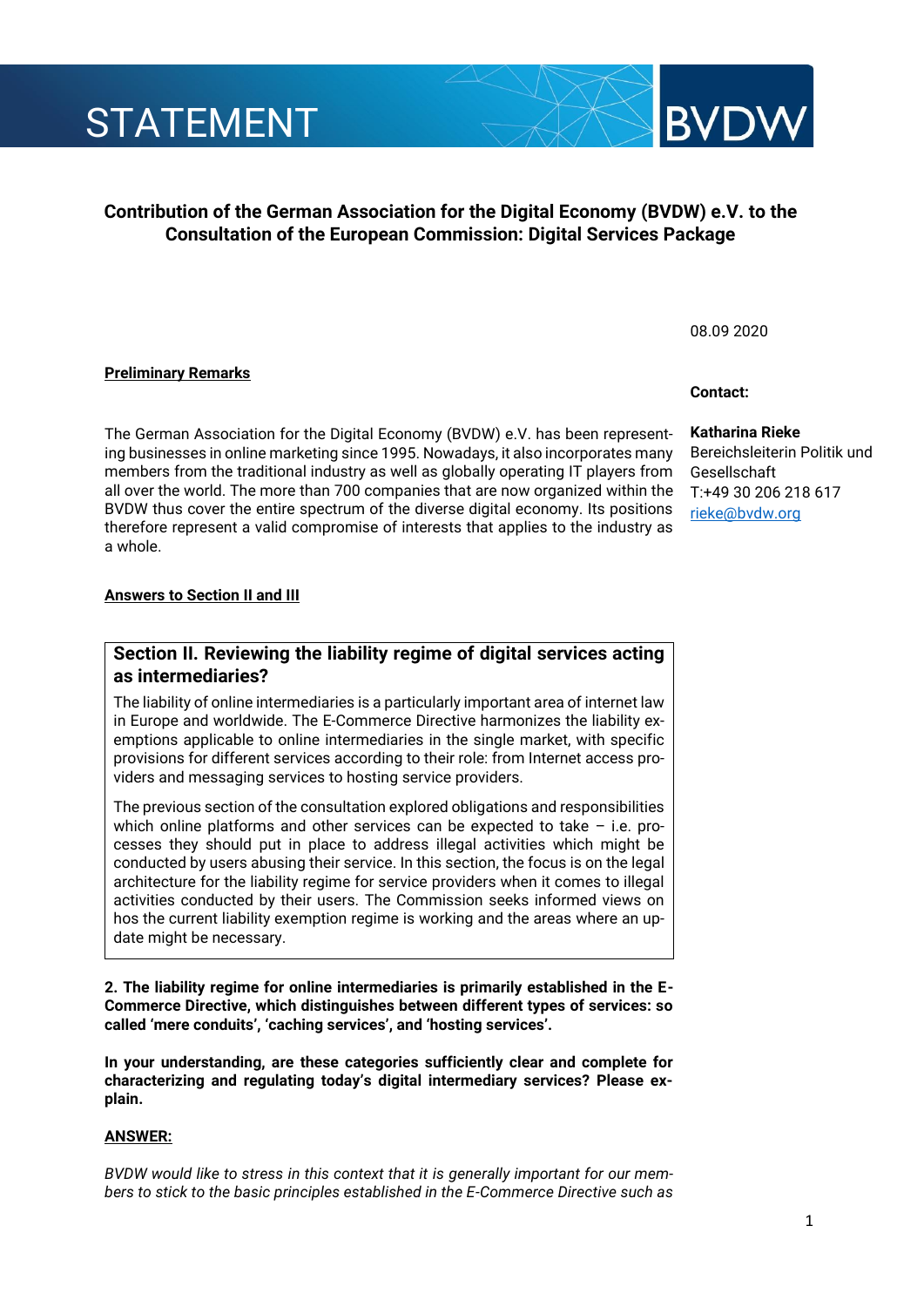# STATEMENT

BVDW

## Contribution of the German Association for the Digital Economy (BVDW) e.V. to the Consultation of the European Commission: Digital Services Package

08.09 2020

**Contact:**

**Katharina Rieke**
Bereichsleiterin Politik und Gesellschaft
T:+49 30 206 218 617
rieke@bvdw.org

**Preliminary Remarks**

The German Association for the Digital Economy (BVDW) e.V. has been representing businesses in online marketing since 1995. Nowadays, it also incorporates many members from the traditional industry as well as globally operating IT players from all over the world. The more than 700 companies that are now organized within the BVDW thus cover the entire spectrum of the diverse digital economy. Its positions therefore represent a valid compromise of interests that applies to the industry as a whole.

**Answers to Section II and III**

### Section II. Reviewing the liability regime of digital services acting as intermediaries?

The liability of online intermediaries is a particularly important area of internet law in Europe and worldwide. The E-Commerce Directive harmonizes the liability exemptions applicable to online intermediaries in the single market, with specific provisions for different services according to their role: from Internet access providers and messaging services to hosting service providers.

The previous section of the consultation explored obligations and responsibilities which online platforms and other services can be expected to take – i.e. processes they should put in place to address illegal activities which might be conducted by users abusing their service. In this section, the focus is on the legal architecture for the liability regime for service providers when it comes to illegal activities conducted by their users. The Commission seeks informed views on hos the current liability exemption regime is working and the areas where an update might be necessary.

**2. The liability regime for online intermediaries is primarily established in the E-Commerce Directive, which distinguishes between different types of services: so called 'mere conduits', 'caching services', and 'hosting services'.**

**In your understanding, are these categories sufficiently clear and complete for characterizing and regulating today's digital intermediary services? Please explain.**

**ANSWER:**

*BVDW would like to stress in this context that it is generally important for our members to stick to the basic principles established in the E-Commerce Directive such as*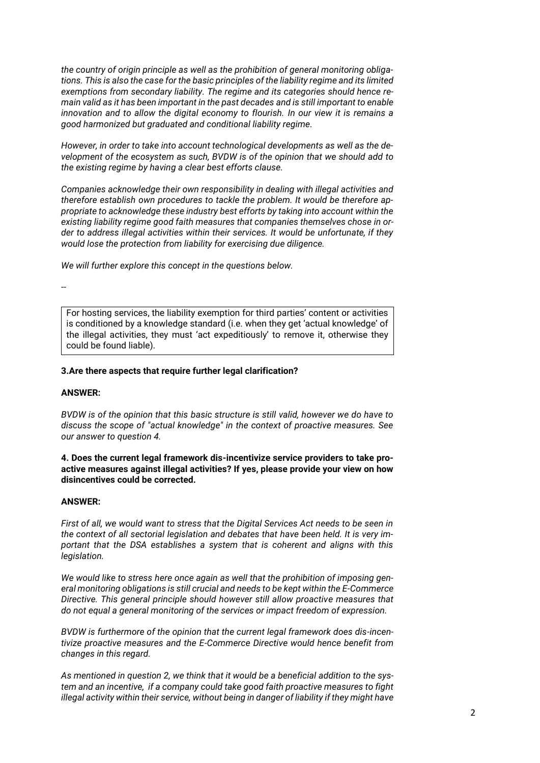*the country of origin principle as well as the prohibition of general monitoring obligations. This is also the case for the basic principles of the liability regime and its limited exemptions from secondary liability. The regime and its categories should hence remain valid as it has been important in the past decades and is still important to enable innovation and to allow the digital economy to flourish. In our view it is remains a good harmonized but graduated and conditional liability regime.*

*However, in order to take into account technological developments as well as the development of the ecosystem as such, BVDW is of the opinion that we should add to the existing regime by having a clear best efforts clause.*

*Companies acknowledge their own responsibility in dealing with illegal activities and therefore establish own procedures to tackle the problem. It would be therefore appropriate to acknowledge these industry best efforts by taking into account within the existing liability regime good faith measures that companies themselves chose in order to address illegal activities within their services. It would be unfortunate, if they would lose the protection from liability for exercising due diligence.*

*We will further explore this concept in the questions below.*

--

> For hosting services, the liability exemption for third parties' content or activities is conditioned by a knowledge standard (i.e. when they get 'actual knowledge' of the illegal activities, they must 'act expeditiously' to remove it, otherwise they could be found liable).

**3.Are there aspects that require further legal clarification?**

**ANSWER:**

*BVDW is of the opinion that this basic structure is still valid, however we do have to discuss the scope of "actual knowledge" in the context of proactive measures. See our answer to question 4.*

**4. Does the current legal framework dis-incentivize service providers to take proactive measures against illegal activities? If yes, please provide your view on how disincentives could be corrected.**

**ANSWER:**

*First of all, we would want to stress that the Digital Services Act needs to be seen in the context of all sectorial legislation and debates that have been held. It is very important that the DSA establishes a system that is coherent and aligns with this legislation.*

*We would like to stress here once again as well that the prohibition of imposing general monitoring obligations is still crucial and needs to be kept within the E-Commerce Directive. This general principle should however still allow proactive measures that do not equal a general monitoring of the services or impact freedom of expression.*

*BVDW is furthermore of the opinion that the current legal framework does dis-incentivize proactive measures and the E-Commerce Directive would hence benefit from changes in this regard.*

*As mentioned in question 2, we think that it would be a beneficial addition to the system and an incentive, if a company could take good faith proactive measures to fight illegal activity within their service, without being in danger of liability if they might have*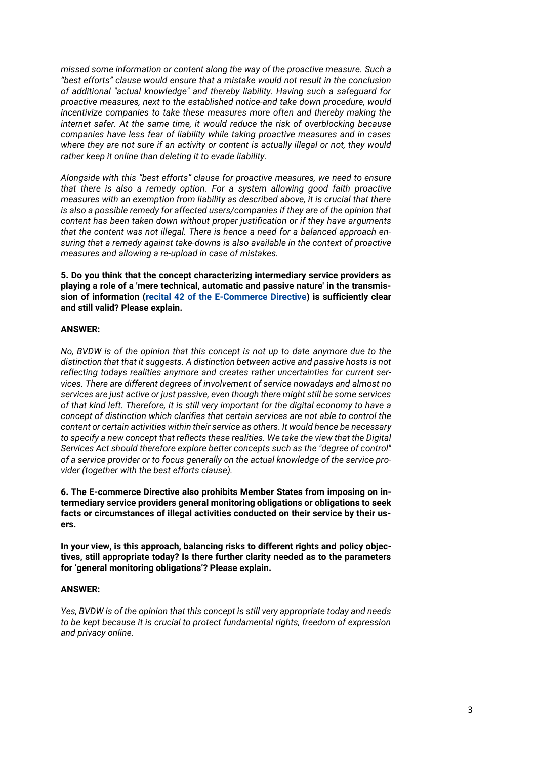*missed some information or content along the way of the proactive measure. Such a "best efforts" clause would ensure that a mistake would not result in the conclusion of additional "actual knowledge" and thereby liability. Having such a safeguard for proactive measures, next to the established notice-and take down procedure, would incentivize companies to take these measures more often and thereby making the internet safer. At the same time, it would reduce the risk of overblocking because companies have less fear of liability while taking proactive measures and in cases where they are not sure if an activity or content is actually illegal or not, they would rather keep it online than deleting it to evade liability.*

*Alongside with this "best efforts" clause for proactive measures, we need to ensure that there is also a remedy option. For a system allowing good faith proactive measures with an exemption from liability as described above, it is crucial that there is also a possible remedy for affected users/companies if they are of the opinion that content has been taken down without proper justification or if they have arguments that the content was not illegal. There is hence a need for a balanced approach ensuring that a remedy against take-downs is also available in the context of proactive measures and allowing a re-upload in case of mistakes.*

**5. Do you think that the concept characterizing intermediary service providers as playing a role of a 'mere technical, automatic and passive nature' in the transmission of information ([recital 42 of the E-Commerce Directive]) is sufficiently clear and still valid? Please explain.**

**ANSWER:**

*No, BVDW is of the opinion that this concept is not up to date anymore due to the distinction that that it suggests. A distinction between active and passive hosts is not reflecting todays realities anymore and creates rather uncertainties for current services. There are different degrees of involvement of service nowadays and almost no services are just active or just passive, even though there might still be some services of that kind left. Therefore, it is still very important for the digital economy to have a concept of distinction which clarifies that certain services are not able to control the content or certain activities within their service as others. It would hence be necessary to specify a new concept that reflects these realities. We take the view that the Digital Services Act should therefore explore better concepts such as the "degree of control" of a service provider or to focus generally on the actual knowledge of the service provider (together with the best efforts clause).*

**6. The E-commerce Directive also prohibits Member States from imposing on intermediary service providers general monitoring obligations or obligations to seek facts or circumstances of illegal activities conducted on their service by their users.**

**In your view, is this approach, balancing risks to different rights and policy objectives, still appropriate today? Is there further clarity needed as to the parameters for 'general monitoring obligations'? Please explain.**

**ANSWER:**

*Yes, BVDW is of the opinion that this concept is still very appropriate today and needs to be kept because it is crucial to protect fundamental rights, freedom of expression and privacy online.*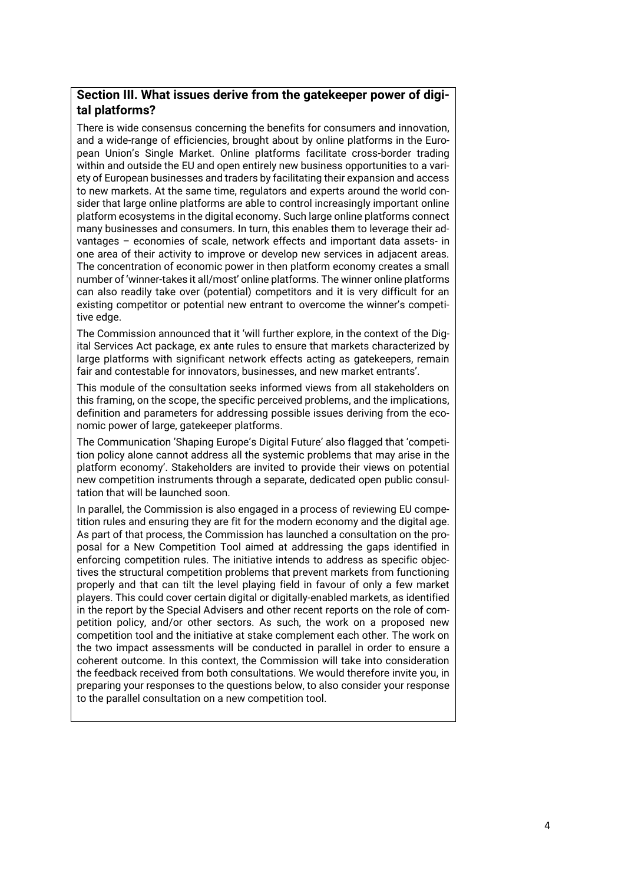## Section III. What issues derive from the gatekeeper power of digital platforms?

There is wide consensus concerning the benefits for consumers and innovation, and a wide-range of efficiencies, brought about by online platforms in the European Union's Single Market. Online platforms facilitate cross-border trading within and outside the EU and open entirely new business opportunities to a variety of European businesses and traders by facilitating their expansion and access to new markets. At the same time, regulators and experts around the world consider that large online platforms are able to control increasingly important online platform ecosystems in the digital economy. Such large online platforms connect many businesses and consumers. In turn, this enables them to leverage their advantages – economies of scale, network effects and important data assets- in one area of their activity to improve or develop new services in adjacent areas. The concentration of economic power in then platform economy creates a small number of 'winner-takes it all/most' online platforms. The winner online platforms can also readily take over (potential) competitors and it is very difficult for an existing competitor or potential new entrant to overcome the winner's competitive edge.

The Commission announced that it 'will further explore, in the context of the Digital Services Act package, ex ante rules to ensure that markets characterized by large platforms with significant network effects acting as gatekeepers, remain fair and contestable for innovators, businesses, and new market entrants'.

This module of the consultation seeks informed views from all stakeholders on this framing, on the scope, the specific perceived problems, and the implications, definition and parameters for addressing possible issues deriving from the economic power of large, gatekeeper platforms.

The Communication 'Shaping Europe's Digital Future' also flagged that 'competition policy alone cannot address all the systemic problems that may arise in the platform economy'. Stakeholders are invited to provide their views on potential new competition instruments through a separate, dedicated open public consultation that will be launched soon.

In parallel, the Commission is also engaged in a process of reviewing EU competition rules and ensuring they are fit for the modern economy and the digital age. As part of that process, the Commission has launched a consultation on the proposal for a New Competition Tool aimed at addressing the gaps identified in enforcing competition rules. The initiative intends to address as specific objectives the structural competition problems that prevent markets from functioning properly and that can tilt the level playing field in favour of only a few market players. This could cover certain digital or digitally-enabled markets, as identified in the report by the Special Advisers and other recent reports on the role of competition policy, and/or other sectors. As such, the work on a proposed new competition tool and the initiative at stake complement each other. The work on the two impact assessments will be conducted in parallel in order to ensure a coherent outcome. In this context, the Commission will take into consideration the feedback received from both consultations. We would therefore invite you, in preparing your responses to the questions below, to also consider your response to the parallel consultation on a new competition tool.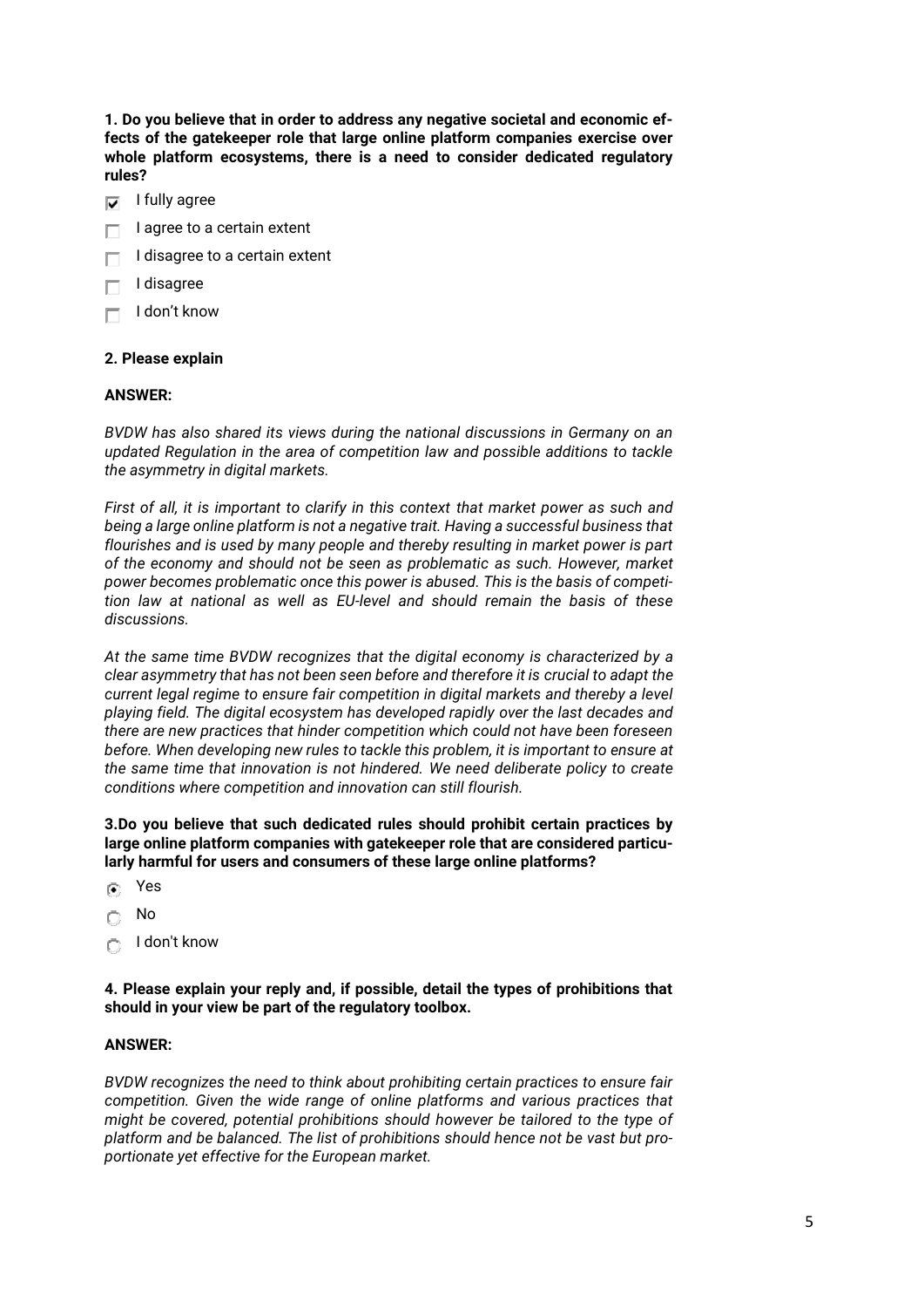**1. Do you believe that in order to address any negative societal and economic effects of the gatekeeper role that large online platform companies exercise over whole platform ecosystems, there is a need to consider dedicated regulatory rules?**

- [x] I fully agree
- [ ] I agree to a certain extent
- [ ] I disagree to a certain extent
- [ ] I disagree
- [ ] I don't know

**2. Please explain**

**ANSWER:**

*BVDW has also shared its views during the national discussions in Germany on an updated Regulation in the area of competition law and possible additions to tackle the asymmetry in digital markets.*

*First of all, it is important to clarify in this context that market power as such and being a large online platform is not a negative trait. Having a successful business that flourishes and is used by many people and thereby resulting in market power is part of the economy and should not be seen as problematic as such. However, market power becomes problematic once this power is abused. This is the basis of competition law at national as well as EU-level and should remain the basis of these discussions.*

*At the same time BVDW recognizes that the digital economy is characterized by a clear asymmetry that has not been seen before and therefore it is crucial to adapt the current legal regime to ensure fair competition in digital markets and thereby a level playing field. The digital ecosystem has developed rapidly over the last decades and there are new practices that hinder competition which could not have been foreseen before. When developing new rules to tackle this problem, it is important to ensure at the same time that innovation is not hindered. We need deliberate policy to create conditions where competition and innovation can still flourish.*

**3.Do you believe that such dedicated rules should prohibit certain practices by large online platform companies with gatekeeper role that are considered particularly harmful for users and consumers of these large online platforms?**

- (•) Yes
- ( ) No
- ( ) I don't know

**4. Please explain your reply and, if possible, detail the types of prohibitions that should in your view be part of the regulatory toolbox.**

**ANSWER:**

*BVDW recognizes the need to think about prohibiting certain practices to ensure fair competition. Given the wide range of online platforms and various practices that might be covered, potential prohibitions should however be tailored to the type of platform and be balanced. The list of prohibitions should hence not be vast but proportionate yet effective for the European market.*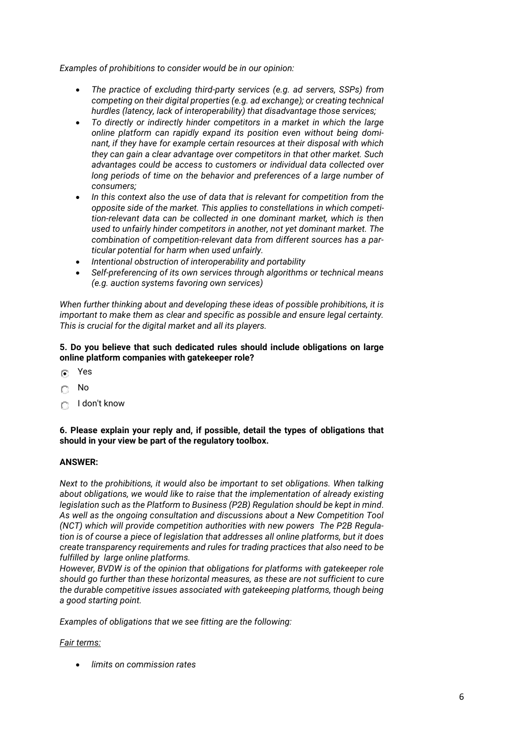*Examples of prohibitions to consider would be in our opinion:*

- *The practice of excluding third-party services (e.g. ad servers, SSPs) from competing on their digital properties (e.g. ad exchange); or creating technical hurdles (latency, lack of interoperability) that disadvantage those services;*
- *To directly or indirectly hinder competitors in a market in which the large online platform can rapidly expand its position even without being dominant, if they have for example certain resources at their disposal with which they can gain a clear advantage over competitors in that other market. Such advantages could be access to customers or individual data collected over long periods of time on the behavior and preferences of a large number of consumers;*
- *In this context also the use of data that is relevant for competition from the opposite side of the market. This applies to constellations in which competition-relevant data can be collected in one dominant market, which is then used to unfairly hinder competitors in another, not yet dominant market. The combination of competition-relevant data from different sources has a particular potential for harm when used unfairly.*
- *Intentional obstruction of interoperability and portability*
- *Self-preferencing of its own services through algorithms or technical means (e.g. auction systems favoring own services)*

*When further thinking about and developing these ideas of possible prohibitions, it is important to make them as clear and specific as possible and ensure legal certainty. This is crucial for the digital market and all its players.*

**5. Do you believe that such dedicated rules should include obligations on large online platform companies with gatekeeper role?**

- (x) Yes
- ( ) No
- ( ) I don't know

**6. Please explain your reply and, if possible, detail the types of obligations that should in your view be part of the regulatory toolbox.**

**ANSWER:**

*Next to the prohibitions, it would also be important to set obligations. When talking about obligations, we would like to raise that the implementation of already existing legislation such as the Platform to Business (P2B) Regulation should be kept in mind. As well as the ongoing consultation and discussions about a New Competition Tool (NCT) which will provide competition authorities with new powers  The P2B Regulation is of course a piece of legislation that addresses all online platforms, but it does create transparency requirements and rules for trading practices that also need to be fulfilled by  large online platforms.*
*However, BVDW is of the opinion that obligations for platforms with gatekeeper role should go further than these horizontal measures, as these are not sufficient to cure the durable competitive issues associated with gatekeeping platforms, though being a good starting point.*

*Examples of obligations that we see fitting are the following:*

*Fair terms:*

- *limits on commission rates*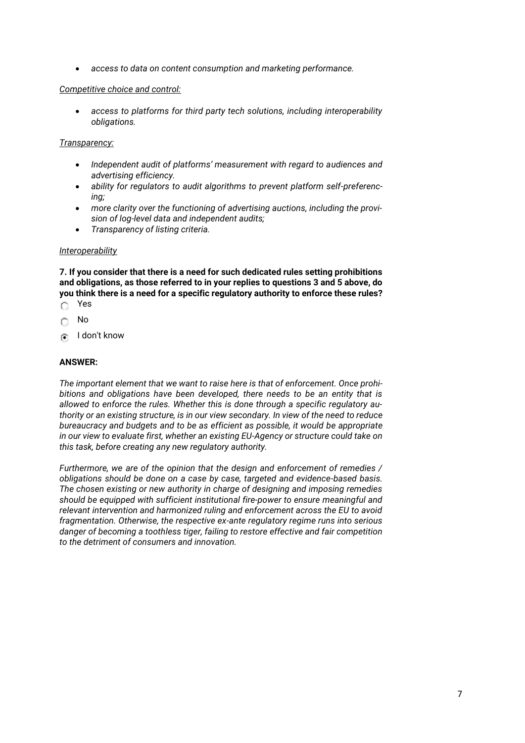- *access to data on content consumption and marketing performance.*

*Competitive choice and control:*

- *access to platforms for third party tech solutions, including interoperability obligations.*

*Transparency:*

- *Independent audit of platforms' measurement with regard to audiences and advertising efficiency.*
- *ability for regulators to audit algorithms to prevent platform self-preferencing;*
- *more clarity over the functioning of advertising auctions, including the provision of log-level data and independent audits;*
- *Transparency of listing criteria.*

*Interoperability*

**7. If you consider that there is a need for such dedicated rules setting prohibitions and obligations, as those referred to in your replies to questions 3 and 5 above, do you think there is a need for a specific regulatory authority to enforce these rules?**

- ○ Yes
- ○ No
- ◉ I don't know

**ANSWER:**

*The important element that we want to raise here is that of enforcement. Once prohibitions and obligations have been developed, there needs to be an entity that is allowed to enforce the rules. Whether this is done through a specific regulatory authority or an existing structure, is in our view secondary. In view of the need to reduce bureaucracy and budgets and to be as efficient as possible, it would be appropriate in our view to evaluate first, whether an existing EU-Agency or structure could take on this task, before creating any new regulatory authority.*

*Furthermore, we are of the opinion that the design and enforcement of remedies / obligations should be done on a case by case, targeted and evidence-based basis. The chosen existing or new authority in charge of designing and imposing remedies should be equipped with sufficient institutional fire-power to ensure meaningful and relevant intervention and harmonized ruling and enforcement across the EU to avoid fragmentation. Otherwise, the respective ex-ante regulatory regime runs into serious danger of becoming a toothless tiger, failing to restore effective and fair competition to the detriment of consumers and innovation.*